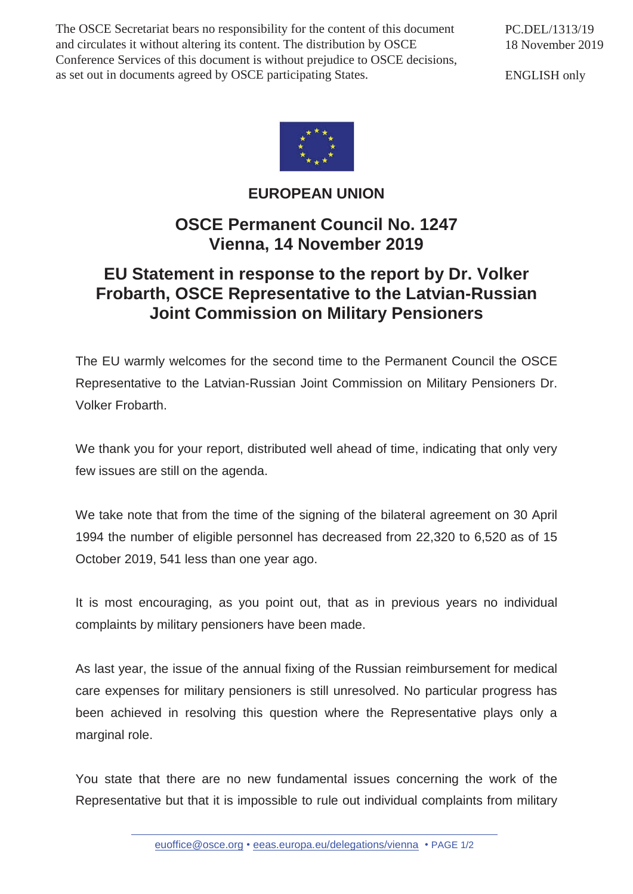The OSCE Secretariat bears no responsibility for the content of this document and circulates it without altering its content. The distribution by OSCE Conference Services of this document is without prejudice to OSCE decisions, as set out in documents agreed by OSCE participating States.

PC.DEL/1313/19
18 November 2019

ENGLISH only

**EUROPEAN UNION**

# OSCE Permanent Council No. 1247
# Vienna, 14 November 2019

## EU Statement in response to the report by Dr. Volker Frobarth, OSCE Representative to the Latvian-Russian Joint Commission on Military Pensioners

The EU warmly welcomes for the second time to the Permanent Council the OSCE Representative to the Latvian-Russian Joint Commission on Military Pensioners Dr. Volker Frobarth.

We thank you for your report, distributed well ahead of time, indicating that only very few issues are still on the agenda.

We take note that from the time of the signing of the bilateral agreement on 30 April 1994 the number of eligible personnel has decreased from 22,320 to 6,520 as of 15 October 2019, 541 less than one year ago.

It is most encouraging, as you point out, that as in previous years no individual complaints by military pensioners have been made.

As last year, the issue of the annual fixing of the Russian reimbursement for medical care expenses for military pensioners is still unresolved. No particular progress has been achieved in resolving this question where the Representative plays only a marginal role.

You state that there are no new fundamental issues concerning the work of the Representative but that it is impossible to rule out individual complaints from military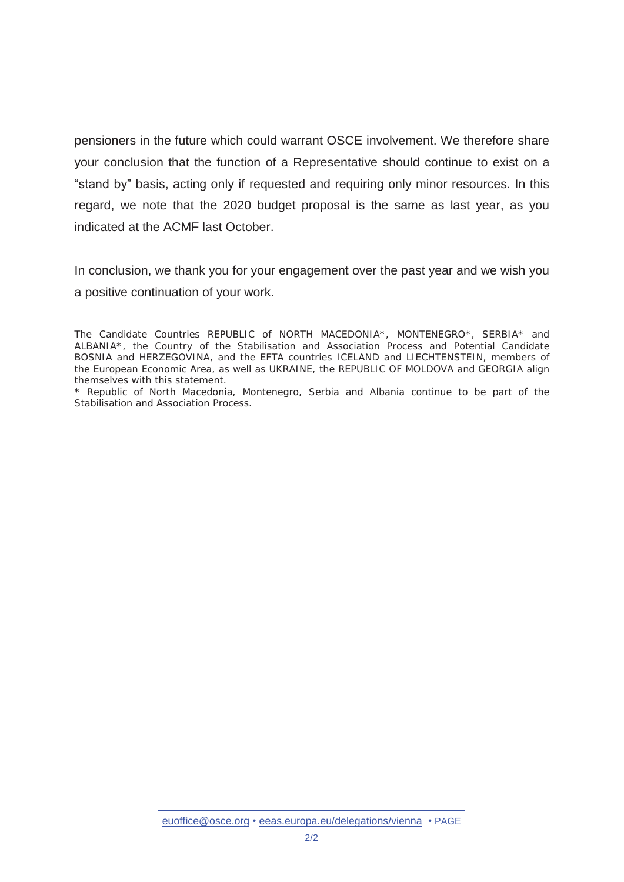pensioners in the future which could warrant OSCE involvement. We therefore share your conclusion that the function of a Representative should continue to exist on a "stand by" basis, acting only if requested and requiring only minor resources. In this regard, we note that the 2020 budget proposal is the same as last year, as you indicated at the ACMF last October.

In conclusion, we thank you for your engagement over the past year and we wish you a positive continuation of your work.

The Candidate Countries REPUBLIC of NORTH MACEDONIA*, MONTENEGRO*, SERBIA* and ALBANIA*, the Country of the Stabilisation and Association Process and Potential Candidate BOSNIA and HERZEGOVINA, and the EFTA countries ICELAND and LIECHTENSTEIN, members of the European Economic Area, as well as UKRAINE, the REPUBLIC OF MOLDOVA and GEORGIA align themselves with this statement.

* Republic of North Macedonia, Montenegro, Serbia and Albania continue to be part of the Stabilisation and Association Process.